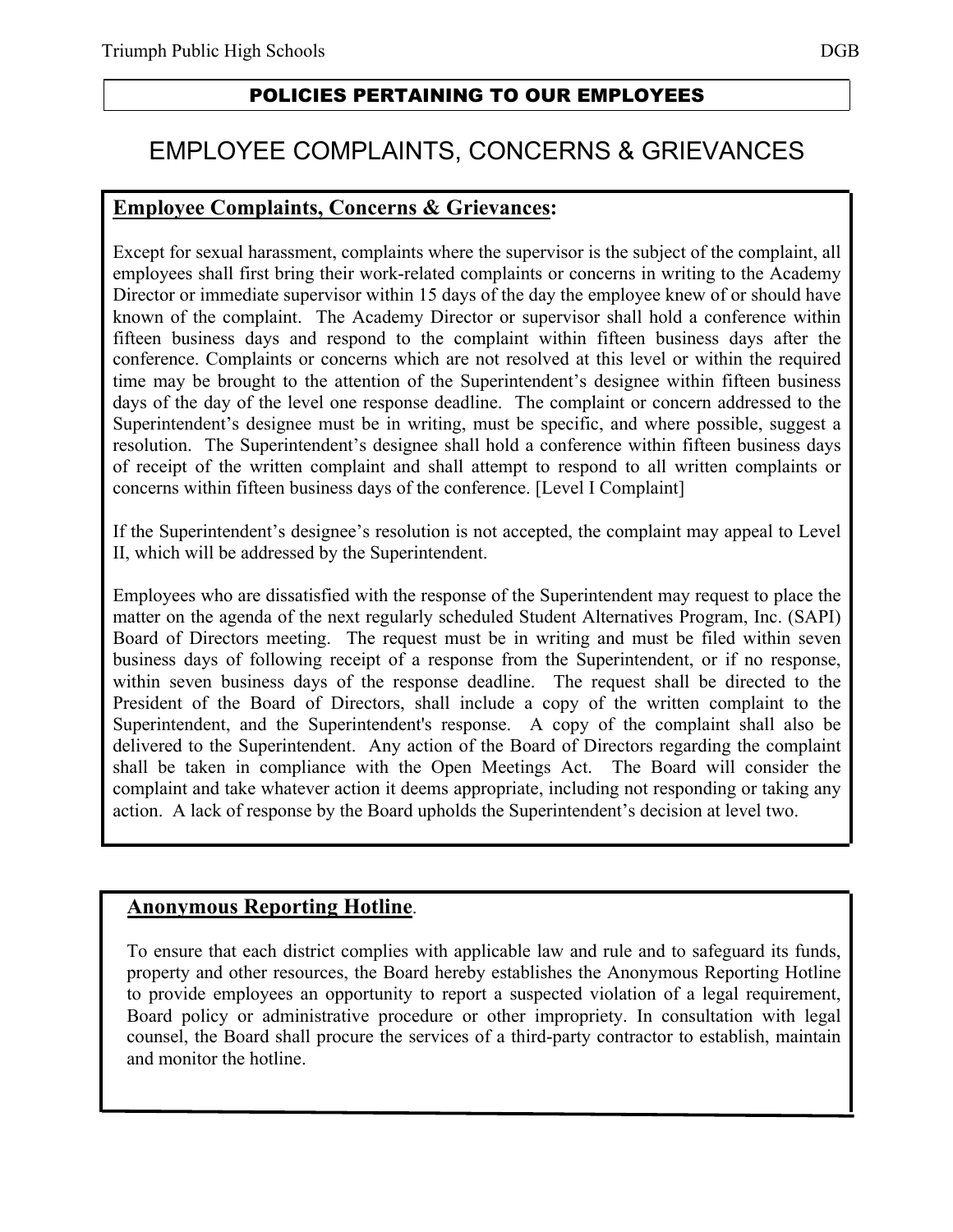**POLICIES PERTAINING TO OUR EMPLOYEES**

# EMPLOYEE COMPLAINTS, CONCERNS & GRIEVANCES

## Employee Complaints, Concerns & Grievances:

Except for sexual harassment, complaints where the supervisor is the subject of the complaint, all employees shall first bring their work-related complaints or concerns in writing to the Academy Director or immediate supervisor within 15 days of the day the employee knew of or should have known of the complaint. The Academy Director or supervisor shall hold a conference within fifteen business days and respond to the complaint within fifteen business days after the conference. Complaints or concerns which are not resolved at this level or within the required time may be brought to the attention of the Superintendent's designee within fifteen business days of the day of the level one response deadline. The complaint or concern addressed to the Superintendent's designee must be in writing, must be specific, and where possible, suggest a resolution. The Superintendent's designee shall hold a conference within fifteen business days of receipt of the written complaint and shall attempt to respond to all written complaints or concerns within fifteen business days of the conference. [Level I Complaint]

If the Superintendent's designee's resolution is not accepted, the complaint may appeal to Level II, which will be addressed by the Superintendent.

Employees who are dissatisfied with the response of the Superintendent may request to place the matter on the agenda of the next regularly scheduled Student Alternatives Program, Inc. (SAPI) Board of Directors meeting. The request must be in writing and must be filed within seven business days of following receipt of a response from the Superintendent, or if no response, within seven business days of the response deadline. The request shall be directed to the President of the Board of Directors, shall include a copy of the written complaint to the Superintendent, and the Superintendent's response. A copy of the complaint shall also be delivered to the Superintendent. Any action of the Board of Directors regarding the complaint shall be taken in compliance with the Open Meetings Act. The Board will consider the complaint and take whatever action it deems appropriate, including not responding or taking any action. A lack of response by the Board upholds the Superintendent's decision at level two.

## Anonymous Reporting Hotline.

To ensure that each district complies with applicable law and rule and to safeguard its funds, property and other resources, the Board hereby establishes the Anonymous Reporting Hotline to provide employees an opportunity to report a suspected violation of a legal requirement, Board policy or administrative procedure or other impropriety. In consultation with legal counsel, the Board shall procure the services of a third-party contractor to establish, maintain and monitor the hotline.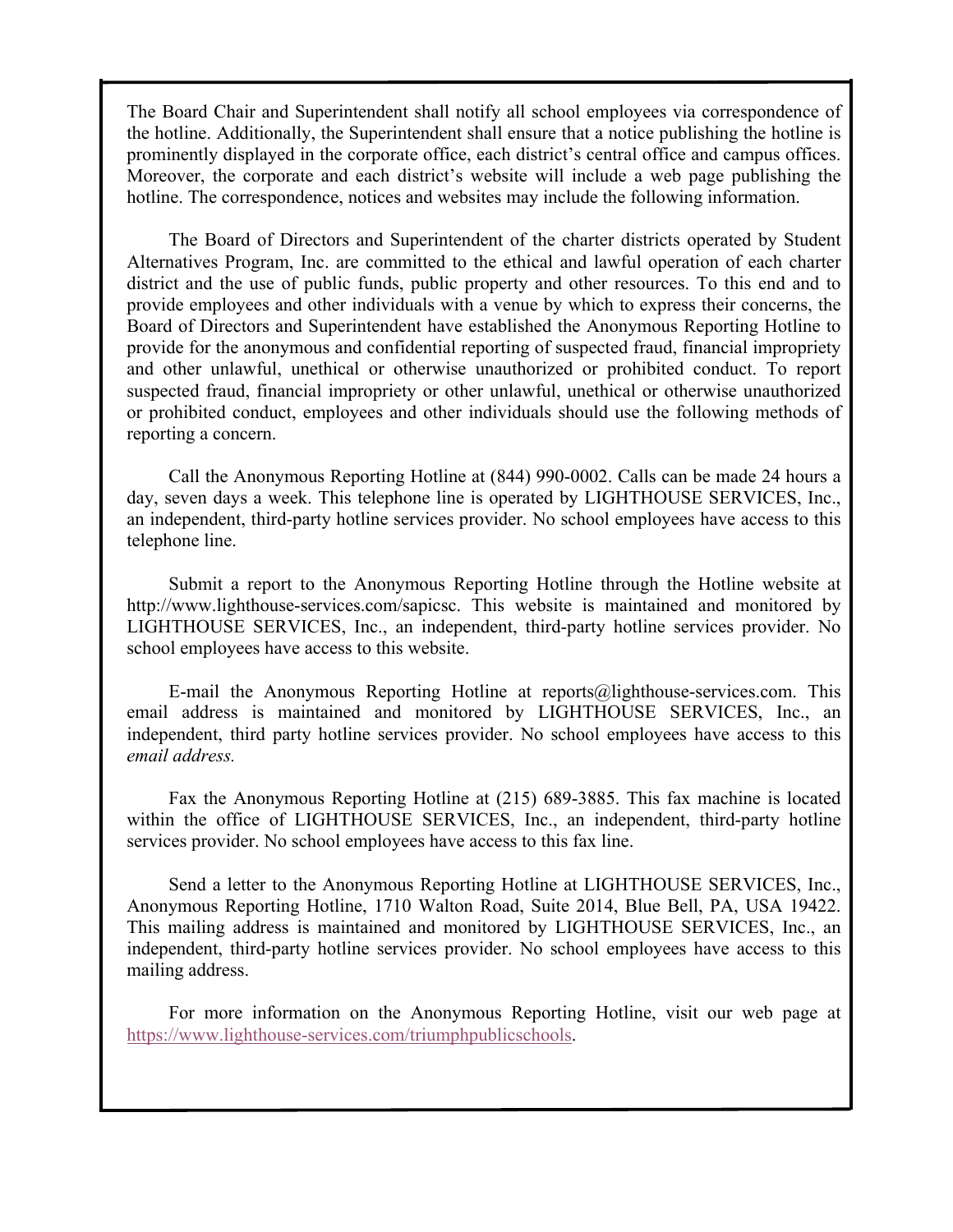The Board Chair and Superintendent shall notify all school employees via correspondence of the hotline. Additionally, the Superintendent shall ensure that a notice publishing the hotline is prominently displayed in the corporate office, each district's central office and campus offices. Moreover, the corporate and each district's website will include a web page publishing the hotline. The correspondence, notices and websites may include the following information.

The Board of Directors and Superintendent of the charter districts operated by Student Alternatives Program, Inc. are committed to the ethical and lawful operation of each charter district and the use of public funds, public property and other resources. To this end and to provide employees and other individuals with a venue by which to express their concerns, the Board of Directors and Superintendent have established the Anonymous Reporting Hotline to provide for the anonymous and confidential reporting of suspected fraud, financial impropriety and other unlawful, unethical or otherwise unauthorized or prohibited conduct. To report suspected fraud, financial impropriety or other unlawful, unethical or otherwise unauthorized or prohibited conduct, employees and other individuals should use the following methods of reporting a concern.

Call the Anonymous Reporting Hotline at (844) 990-0002. Calls can be made 24 hours a day, seven days a week. This telephone line is operated by LIGHTHOUSE SERVICES, Inc., an independent, third-party hotline services provider. No school employees have access to this telephone line.

Submit a report to the Anonymous Reporting Hotline through the Hotline website at http://www.lighthouse-services.com/sapicsc. This website is maintained and monitored by LIGHTHOUSE SERVICES, Inc., an independent, third-party hotline services provider. No school employees have access to this website.

E-mail the Anonymous Reporting Hotline at reports@lighthouse-services.com. This email address is maintained and monitored by LIGHTHOUSE SERVICES, Inc., an independent, third party hotline services provider. No school employees have access to this *email address.*

Fax the Anonymous Reporting Hotline at (215) 689-3885. This fax machine is located within the office of LIGHTHOUSE SERVICES, Inc., an independent, third-party hotline services provider. No school employees have access to this fax line.

Send a letter to the Anonymous Reporting Hotline at LIGHTHOUSE SERVICES, Inc., Anonymous Reporting Hotline, 1710 Walton Road, Suite 2014, Blue Bell, PA, USA 19422. This mailing address is maintained and monitored by LIGHTHOUSE SERVICES, Inc., an independent, third-party hotline services provider. No school employees have access to this mailing address.

For more information on the Anonymous Reporting Hotline, visit our web page at [https://www.lighthouse-services.com/triumphpublicschools](https://www.lighthouse-services.com/triumphpublicschools).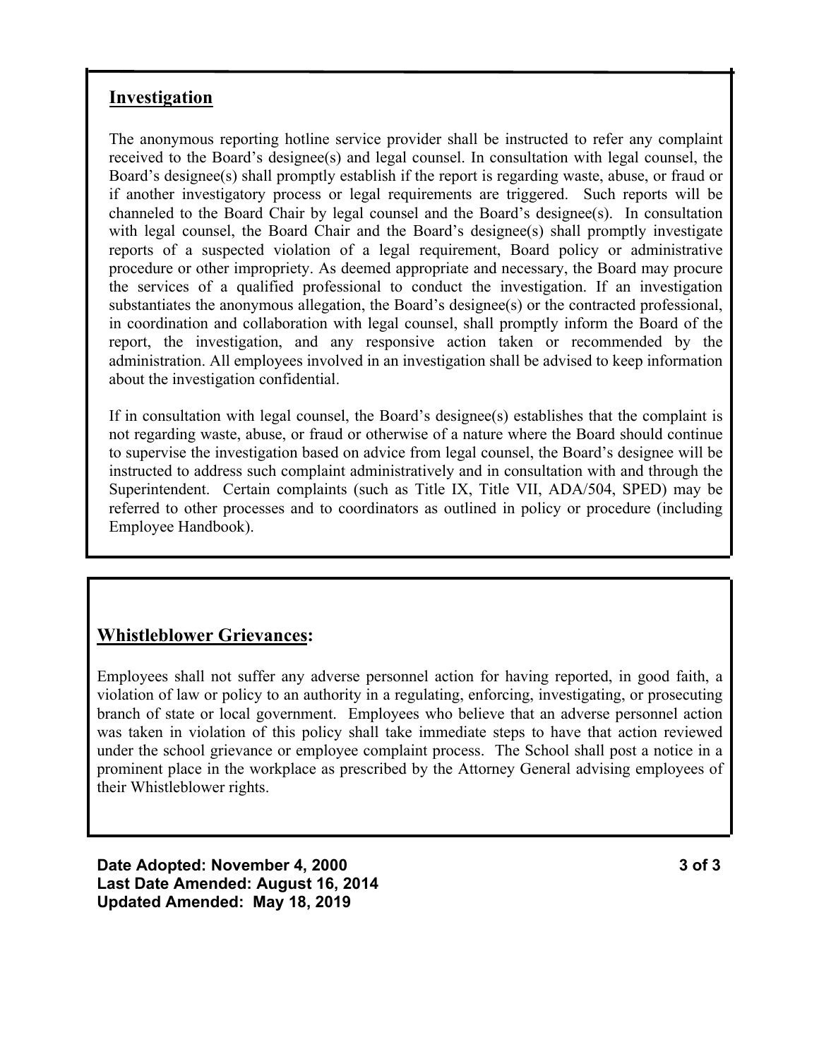## Investigation

The anonymous reporting hotline service provider shall be instructed to refer any complaint received to the Board's designee(s) and legal counsel. In consultation with legal counsel, the Board's designee(s) shall promptly establish if the report is regarding waste, abuse, or fraud or if another investigatory process or legal requirements are triggered. Such reports will be channeled to the Board Chair by legal counsel and the Board's designee(s). In consultation with legal counsel, the Board Chair and the Board's designee(s) shall promptly investigate reports of a suspected violation of a legal requirement, Board policy or administrative procedure or other impropriety. As deemed appropriate and necessary, the Board may procure the services of a qualified professional to conduct the investigation. If an investigation substantiates the anonymous allegation, the Board's designee(s) or the contracted professional, in coordination and collaboration with legal counsel, shall promptly inform the Board of the report, the investigation, and any responsive action taken or recommended by the administration. All employees involved in an investigation shall be advised to keep information about the investigation confidential.

If in consultation with legal counsel, the Board's designee(s) establishes that the complaint is not regarding waste, abuse, or fraud or otherwise of a nature where the Board should continue to supervise the investigation based on advice from legal counsel, the Board's designee will be instructed to address such complaint administratively and in consultation with and through the Superintendent. Certain complaints (such as Title IX, Title VII, ADA/504, SPED) may be referred to other processes and to coordinators as outlined in policy or procedure (including Employee Handbook).

## Whistleblower Grievances:

Employees shall not suffer any adverse personnel action for having reported, in good faith, a violation of law or policy to an authority in a regulating, enforcing, investigating, or prosecuting branch of state or local government. Employees who believe that an adverse personnel action was taken in violation of this policy shall take immediate steps to have that action reviewed under the school grievance or employee complaint process. The School shall post a notice in a prominent place in the workplace as prescribed by the Attorney General advising employees of their Whistleblower rights.

**Date Adopted: November 4, 2000**
**Last Date Amended: August 16, 2014**
**Updated Amended: May 18, 2019**